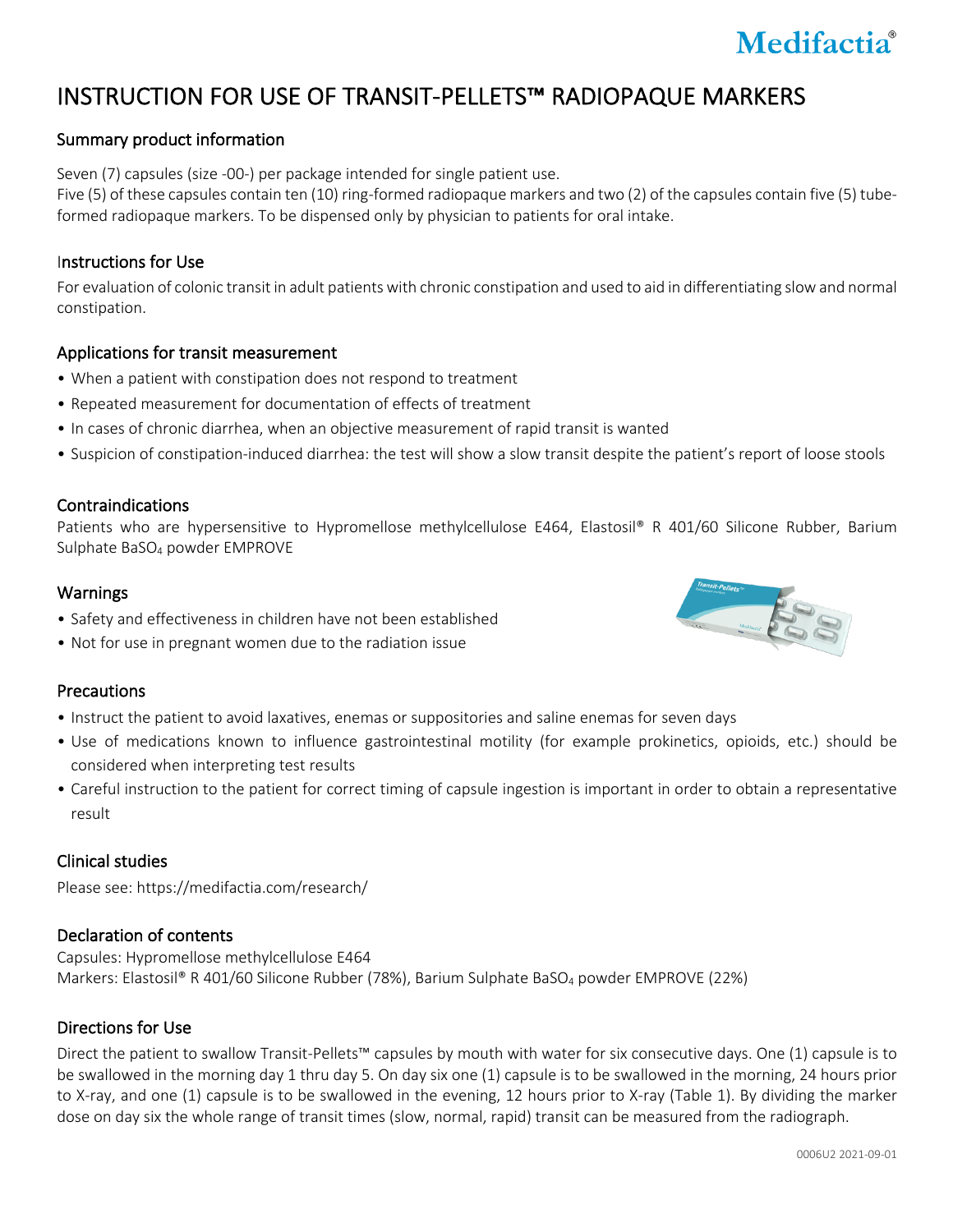Medifactia®

# INSTRUCTION FOR USE OF TRANSIT-PELLETS™ RADIOPAQUE MARKERS

## Summary product information

Seven (7) capsules (size -00-) per package intended for single patient use.
Five (5) of these capsules contain ten (10) ring-formed radiopaque markers and two (2) of the capsules contain five (5) tube-formed radiopaque markers. To be dispensed only by physician to patients for oral intake.

## Instructions for Use

For evaluation of colonic transit in adult patients with chronic constipation and used to aid in differentiating slow and normal constipation.

## Applications for transit measurement

- When a patient with constipation does not respond to treatment
- Repeated measurement for documentation of effects of treatment
- In cases of chronic diarrhea, when an objective measurement of rapid transit is wanted
- Suspicion of constipation-induced diarrhea: the test will show a slow transit despite the patient's report of loose stools

## Contraindications

Patients who are hypersensitive to Hypromellose methylcellulose E464, Elastosil® R 401/60 Silicone Rubber, Barium Sulphate $BaSO_4$ powder EMPROVE

## Warnings

- Safety and effectiveness in children have not been established
- Not for use in pregnant women due to the radiation issue

## Precautions

- Instruct the patient to avoid laxatives, enemas or suppositories and saline enemas for seven days
- Use of medications known to influence gastrointestinal motility (for example prokinetics, opioids, etc.) should be considered when interpreting test results
- Careful instruction to the patient for correct timing of capsule ingestion is important in order to obtain a representative result

## Clinical studies

Please see: https://medifactia.com/research/

## Declaration of contents

Capsules: Hypromellose methylcellulose E464
Markers: Elastosil® R 401/60 Silicone Rubber (78%), Barium Sulphate $BaSO_4$ powder EMPROVE (22%)

## Directions for Use

Direct the patient to swallow Transit-Pellets™ capsules by mouth with water for six consecutive days. One (1) capsule is to be swallowed in the morning day 1 thru day 5. On day six one (1) capsule is to be swallowed in the morning, 24 hours prior to X-ray, and one (1) capsule is to be swallowed in the evening, 12 hours prior to X-ray (Table 1). By dividing the marker dose on day six the whole range of transit times (slow, normal, rapid) transit can be measured from the radiograph.

0006U2 2021-09-01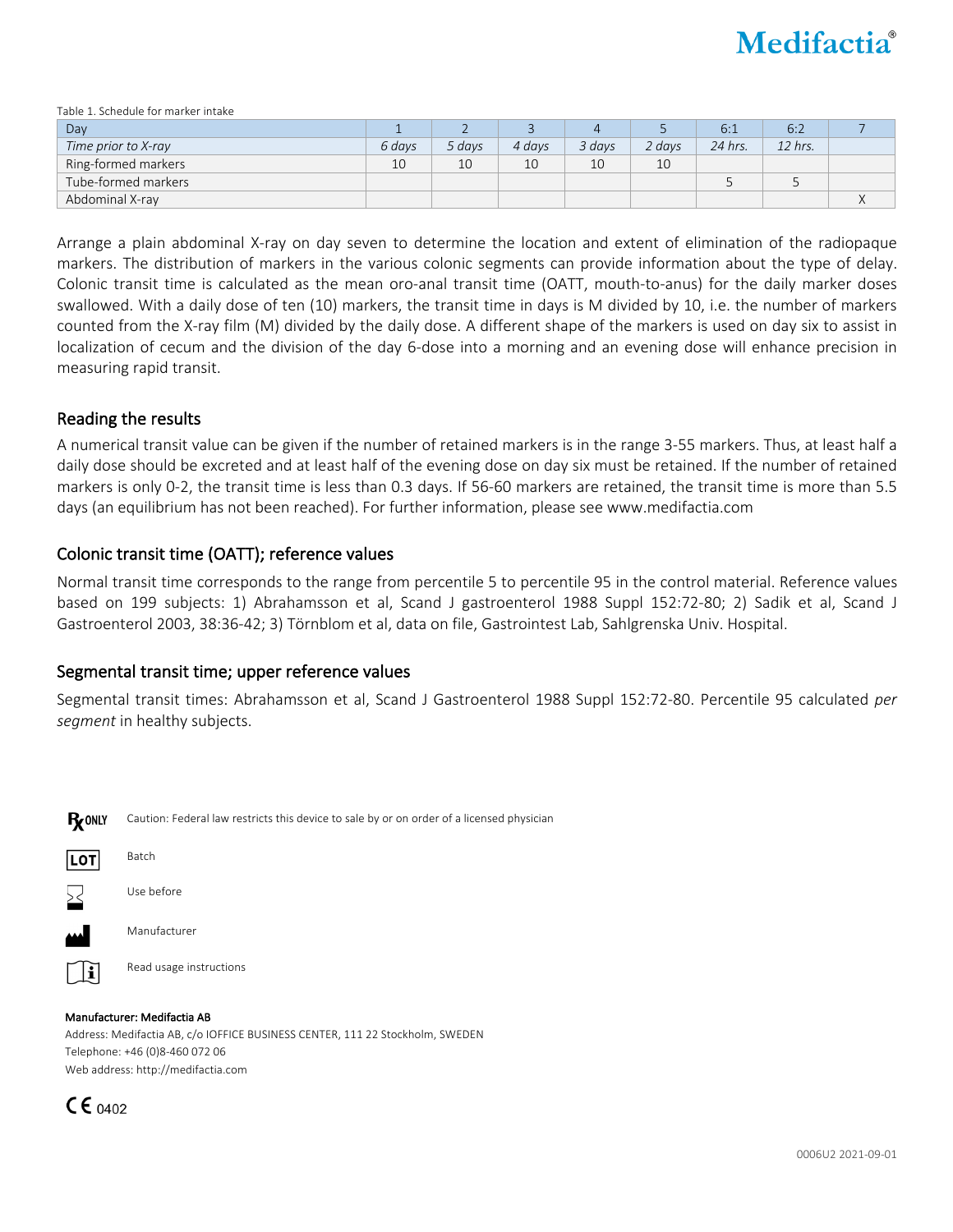Table 1. Schedule for marker intake

| Day | 1 | 2 | 3 | 4 | 5 | 6:1 | 6:2 | 7 |
|---|---|---|---|---|---|---|---|---|
| *Time prior to X-ray* | *6 days* | *5 days* | *4 days* | *3 days* | *2 days* | *24 hrs.* | *12 hrs.* | |
| Ring-formed markers | 10 | 10 | 10 | 10 | 10 | | | |
| Tube-formed markers | | | | | | 5 | 5 | |
| Abdominal X-ray | | | | | | | | X |

Arrange a plain abdominal X-ray on day seven to determine the location and extent of elimination of the radiopaque markers. The distribution of markers in the various colonic segments can provide information about the type of delay. Colonic transit time is calculated as the mean oro-anal transit time (OATT, mouth-to-anus) for the daily marker doses swallowed. With a daily dose of ten (10) markers, the transit time in days is M divided by 10, i.e. the number of markers counted from the X-ray film (M) divided by the daily dose. A different shape of the markers is used on day six to assist in localization of cecum and the division of the day 6-dose into a morning and an evening dose will enhance precision in measuring rapid transit.

## Reading the results

A numerical transit value can be given if the number of retained markers is in the range 3-55 markers. Thus, at least half a daily dose should be excreted and at least half of the evening dose on day six must be retained. If the number of retained markers is only 0-2, the transit time is less than 0.3 days. If 56-60 markers are retained, the transit time is more than 5.5 days (an equilibrium has not been reached). For further information, please see www.medifactia.com

## Colonic transit time (OATT); reference values

Normal transit time corresponds to the range from percentile 5 to percentile 95 in the control material. Reference values based on 199 subjects: 1) Abrahamsson et al, Scand J gastroenterol 1988 Suppl 152:72-80; 2) Sadik et al, Scand J Gastroenterol 2003, 38:36-42; 3) Törnblom et al, data on file, Gastrointest Lab, Sahlgrenska Univ. Hospital.

## Segmental transit time; upper reference values

Segmental transit times: Abrahamsson et al, Scand J Gastroenterol 1988 Suppl 152:72-80. Percentile 95 calculated *per segment* in healthy subjects.

Rx ONLY — Caution: Federal law restricts this device to sale by or on order of a licensed physician

LOT — Batch

Use before

Manufacturer

Read usage instructions

**Manufacturer: Medifactia AB**
Address: Medifactia AB, c/o IOFFICE BUSINESS CENTER, 111 22 Stockholm, SWEDEN
Telephone: +46 (0)8-460 072 06
Web address: http://medifactia.com

CE 0402

0006U2 2021-09-01